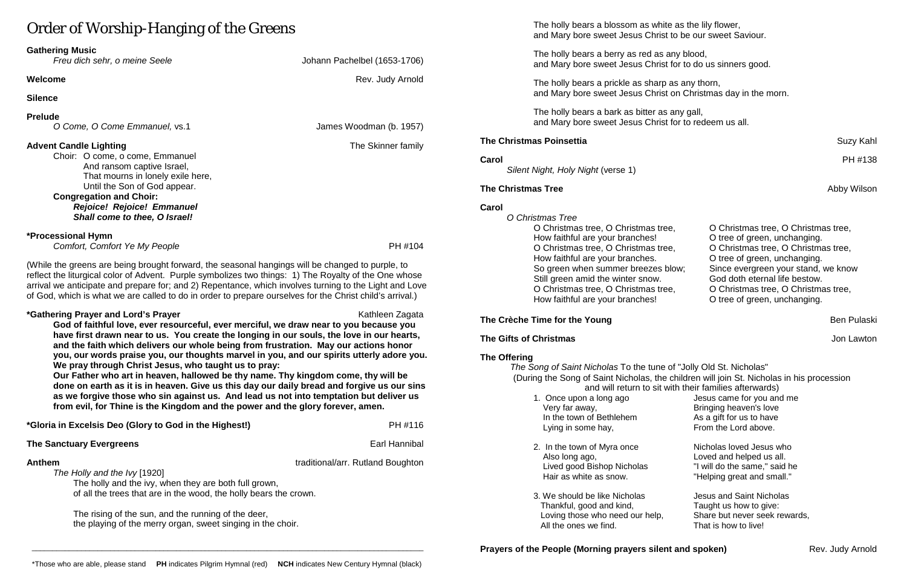# Order of Worship-Hanging of the Greens

**Gathering Music**
*Freu dich sehr, o meine Seele* — Johann Pachelbel (1653-1706)

**Welcome** — Rev. Judy Arnold

**Silence**

**Prelude**
*O Come, O Come Emmanuel,* vs.1 — James Woodman (b. 1957)

**Advent Candle Lighting** — The Skinner family

Choir: O come, o come, Emmanuel
And ransom captive Israel,
That mourns in lonely exile here,
Until the Son of God appear.

**Congregation and Choir:**
***Rejoice! Rejoice! Emmanuel***
***Shall come to thee, O Israel!***

**\*Processional Hymn**
*Comfort, Comfort Ye My People* — PH #104

(While the greens are being brought forward, the seasonal hangings will be changed to purple, to reflect the liturgical color of Advent. Purple symbolizes two things: 1) The Royalty of the One whose arrival we anticipate and prepare for; and 2) Repentance, which involves turning to the Light and Love of God, which is what we are called to do in order to prepare ourselves for the Christ child's arrival.)

**\*Gathering Prayer and Lord's Prayer** — Kathleen Zagata

**God of faithful love, ever resourceful, ever merciful, we draw near to you because you have first drawn near to us. You create the longing in our souls, the love in our hearts, and the faith which delivers our whole being from frustration. May our actions honor you, our words praise you, our thoughts marvel in you, and our spirits utterly adore you. We pray through Christ Jesus, who taught us to pray:**
**Our Father who art in heaven, hallowed be thy name. Thy kingdom come, thy will be done on earth as it is in heaven. Give us this day our daily bread and forgive us our sins as we forgive those who sin against us. And lead us not into temptation but deliver us from evil, for Thine is the Kingdom and the power and the glory forever, amen.**

**\*Gloria in Excelsis Deo (Glory to God in the Highest!)** — PH #116

**The Sanctuary Evergreens** — Earl Hannibal

**Anthem** — traditional/arr. Rutland Boughton
*The Holly and the Ivy* [1920]

The holly and the ivy, when they are both full grown,
of all the trees that are in the wood, the holly bears the crown.

The rising of the sun, and the running of the deer,
the playing of the merry organ, sweet singing in the choir.

The holly bears a blossom as white as the lily flower,
and Mary bore sweet Jesus Christ to be our sweet Saviour.

The holly bears a berry as red as any blood,
and Mary bore sweet Jesus Christ for to do us sinners good.

The holly bears a prickle as sharp as any thorn,
and Mary bore sweet Jesus Christ on Christmas day in the morn.

The holly bears a bark as bitter as any gall,
and Mary bore sweet Jesus Christ for to redeem us all.

**The Christmas Poinsettia** — Suzy Kahl

**Carol** — PH #138
*Silent Night, Holy Night* (verse 1)

**The Christmas Tree** — Abby Wilson

**Carol**
*O Christmas Tree*

O Christmas tree, O Christmas tree,
How faithful are your branches!
O Christmas tree, O Christmas tree,
How faithful are your branches.
So green when summer breezes blow;
Still green amid the winter snow.
O Christmas tree, O Christmas tree,
How faithful are your branches!

O Christmas tree, O Christmas tree,
O tree of green, unchanging.
O Christmas tree, O Christmas tree,
O tree of green, unchanging.
Since evergreen your stand, we know
God doth eternal life bestow.
O Christmas tree, O Christmas tree,
O tree of green, unchanging.

**The Crèche Time for the Young** — Ben Pulaski

**The Gifts of Christmas** — Jon Lawton

**The Offering**
*The Song of Saint Nicholas* To the tune of "Jolly Old St. Nicholas"
(During the Song of Saint Nicholas, the children will join St. Nicholas in his procession and will return to sit with their families afterwards)

1. Once upon a long ago
Very far away,
In the town of Bethlehem
Lying in some hay,
Jesus came for you and me
Bringing heaven's love
As a gift for us to have
From the Lord above.

2. In the town of Myra once
Also long ago,
Lived good Bishop Nicholas
Hair as white as snow.
Nicholas loved Jesus who
Loved and helped us all.
"I will do the same," said he
"Helping great and small."

3. We should be like Nicholas
Thankful, good and kind,
Loving those who need our help,
All the ones we find.
Jesus and Saint Nicholas
Taught us how to give:
Share but never seek rewards,
That is how to live!

**Prayers of the People (Morning prayers silent and spoken)** — Rev. Judy Arnold

\*Those who are able, please stand **PH** indicates Pilgrim Hymnal (red) **NCH** indicates New Century Hymnal (black)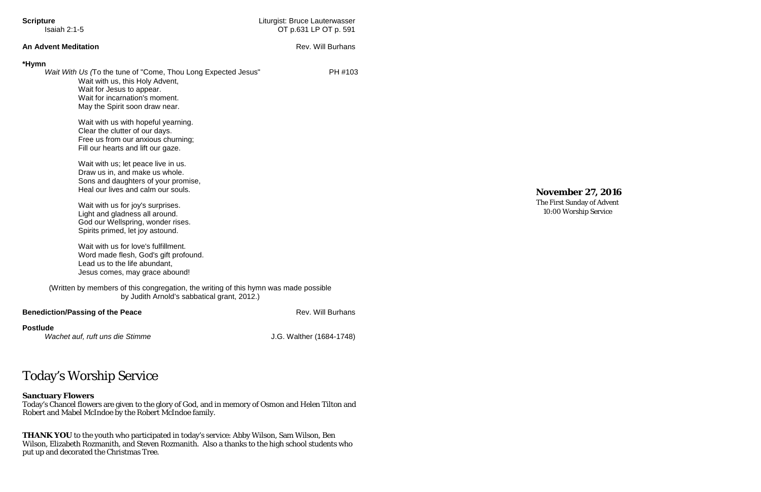**Scripture** Liturgist: Bruce Lauterwasser
Isaiah 2:1-5 OT p.631 LP OT p. 591

**An Advent Meditation** Rev. Will Burhans

***Hymn**

*Wait With Us (*To the tune of "Come, Thou Long Expected Jesus" PH #103

Wait with us, this Holy Advent,
Wait for Jesus to appear.
Wait for incarnation's moment.
May the Spirit soon draw near.

Wait with us with hopeful yearning.
Clear the clutter of our days.
Free us from our anxious churning;
Fill our hearts and lift our gaze.

Wait with us; let peace live in us.
Draw us in, and make us whole.
Sons and daughters of your promise,
Heal our lives and calm our souls.

Wait with us for joy's surprises.
Light and gladness all around.
God our Wellspring, wonder rises.
Spirits primed, let joy astound.

Wait with us for love's fulfillment.
Word made flesh, God's gift profound.
Lead us to the life abundant,
Jesus comes, may grace abound!

(Written by members of this congregation, the writing of this hymn was made possible by Judith Arnold's sabbatical grant, 2012.)

**Benediction/Passing of the Peace** Rev. Will Burhans

**Postlude**

*Wachet auf, ruft uns die Stimme* J.G. Walther (1684-1748)

# Today's Worship Service

**Sanctuary Flowers**

Today's Chancel flowers are given to the glory of God, and in memory of Osmon and Helen Tilton and Robert and Mabel McIndoe by the Robert McIndoe family.

**THANK YOU** to the youth who participated in today's service: Abby Wilson, Sam Wilson, Ben Wilson, Elizabeth Rozmanith, and Steven Rozmanith. Also a thanks to the high school students who put up and decorated the Christmas Tree.

**November 27, 2016**

The First Sunday of Advent
10:00 Worship Service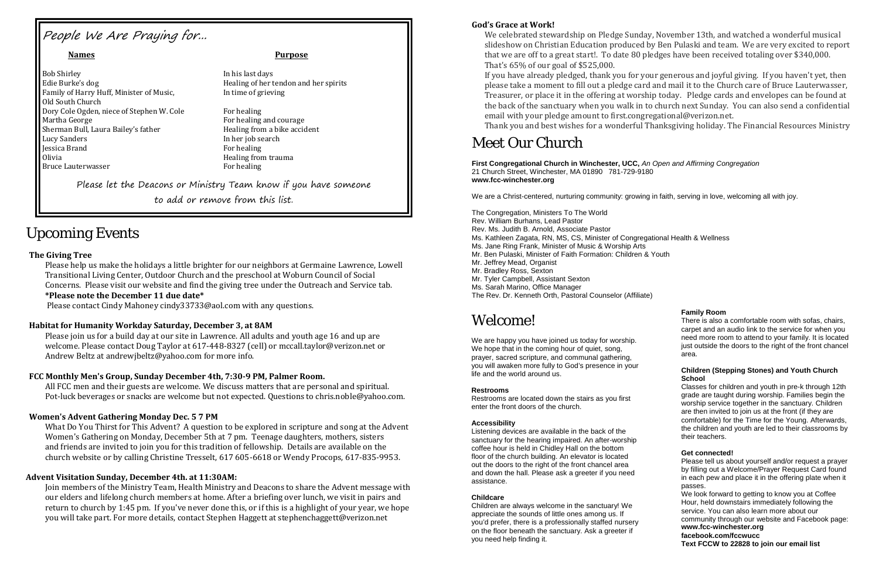## People We Are Praying for...

| Names | Purpose |
|---|---|
| Bob Shirley | In his last days |
| Edie Burke's dog | Healing of her tendon and her spirits |
| Family of Harry Huff, Minister of Music, Old South Church | In time of grieving |
| Dory Cole Ogden, niece of Stephen W. Cole | For healing |
| Martha George | For healing and courage |
| Sherman Bull, Laura Bailey's father | Healing from a bike accident |
| Lucy Sanders | In her job search |
| Jessica Brand | For healing |
| Olivia | Healing from trauma |
| Bruce Lauterwasser | For healing |

Please let the Deacons or Ministry Team know if you have someone to add or remove from this list.

# Upcoming Events

**The Giving Tree**

Please help us make the holidays a little brighter for our neighbors at Germaine Lawrence, Lowell Transitional Living Center, Outdoor Church and the preschool at Woburn Council of Social Concerns. Please visit our website and find the giving tree under the Outreach and Service tab.

**\*Please note the December 11 due date\***

Please contact Cindy Mahoney cindy33733@aol.com with any questions.

**Habitat for Humanity Workday Saturday, December 3, at 8AM**

Please join us for a build day at our site in Lawrence. All adults and youth age 16 and up are welcome. Please contact Doug Taylor at 617-448-8327 (cell) or mccall.taylor@verizon.net or Andrew Beltz at andrewjbeltz@yahoo.com for more info.

**FCC Monthly Men's Group, Sunday December 4th, 7:30-9 PM, Palmer Room.**

All FCC men and their guests are welcome. We discuss matters that are personal and spiritual. Pot-luck beverages or snacks are welcome but not expected. Questions to chris.noble@yahoo.com.

**Women's Advent Gathering Monday Dec. 5 7 PM**

What Do You Thirst for This Advent? A question to be explored in scripture and song at the Advent Women's Gathering on Monday, December 5th at 7 pm. Teenage daughters, mothers, sisters and friends are invited to join you for this tradition of fellowship. Details are available on the church website or by calling Christine Tresselt, 617 605-6618 or Wendy Procops, 617-835-9953.

**Advent Visitation Sunday, December 4th. at 11:30AM:**

Join members of the Ministry Team, Health Ministry and Deacons to share the Advent message with our elders and lifelong church members at home. After a briefing over lunch, we visit in pairs and return to church by 1:45 pm. If you've never done this, or if this is a highlight of your year, we hope you will take part. For more details, contact Stephen Haggett at stephenchaggett@verizon.net

**God's Grace at Work!**

We celebrated stewardship on Pledge Sunday, November 13th, and watched a wonderful musical slideshow on Christian Education produced by Ben Pulaski and team. We are very excited to report that we are off to a great start!. To date 80 pledges have been received totaling over $340,000. That's 65% of our goal of $525,000.

If you have already pledged, thank you for your generous and joyful giving. If you haven't yet, then please take a moment to fill out a pledge card and mail it to the Church care of Bruce Lauterwasser, Treasurer, or place it in the offering at worship today. Pledge cards and envelopes can be found at the back of the sanctuary when you walk in to church next Sunday. You can also send a confidential email with your pledge amount to first.congregational@verizon.net.

Thank you and best wishes for a wonderful Thanksgiving holiday. The Financial Resources Ministry

# Meet Our Church

**First Congregational Church in Winchester, UCC,** *An Open and Affirming Congregation*
21 Church Street, Winchester, MA 01890 781-729-9180
**www.fcc-winchester.org**

We are a Christ-centered, nurturing community: growing in faith, serving in love, welcoming all with joy.

The Congregation, Ministers To The World
Rev. William Burhans, Lead Pastor
Rev. Ms. Judith B. Arnold, Associate Pastor
Ms. Kathleen Zagata, RN, MS, CS, Minister of Congregational Health & Wellness
Ms. Jane Ring Frank, Minister of Music & Worship Arts
Mr. Ben Pulaski, Minister of Faith Formation: Children & Youth
Mr. Jeffrey Mead, Organist
Mr. Bradley Ross, Sexton
Mr. Tyler Campbell, Assistant Sexton
Ms. Sarah Marino, Office Manager
The Rev. Dr. Kenneth Orth, Pastoral Counselor (Affiliate)

# Welcome!

We are happy you have joined us today for worship. We hope that in the coming hour of quiet, song, prayer, sacred scripture, and communal gathering, you will awaken more fully to God's presence in your life and the world around us.

**Restrooms**

Restrooms are located down the stairs as you first enter the front doors of the church.

**Accessibility**

Listening devices are available in the back of the sanctuary for the hearing impaired. An after-worship coffee hour is held in Chidley Hall on the bottom floor of the church building. An elevator is located out the doors to the right of the front chancel area and down the hall. Please ask a greeter if you need assistance.

**Childcare**

Children are always welcome in the sanctuary! We appreciate the sounds of little ones among us. If you'd prefer, there is a professionally staffed nursery on the floor beneath the sanctuary. Ask a greeter if you need help finding it.

**Family Room**

There is also a comfortable room with sofas, chairs, carpet and an audio link to the service for when you need more room to attend to your family. It is located just outside the doors to the right of the front chancel area.

**Children (Stepping Stones) and Youth Church School**

Classes for children and youth in pre-k through 12th grade are taught during worship. Families begin the worship service together in the sanctuary. Children are then invited to join us at the front (if they are comfortable) for the Time for the Young. Afterwards, the children and youth are led to their classrooms by their teachers.

**Get connected!**

Please tell us about yourself and/or request a prayer by filling out a Welcome/Prayer Request Card found in each pew and place it in the offering plate when it passes.

We look forward to getting to know you at Coffee Hour, held downstairs immediately following the service. You can also learn more about our community through our website and Facebook page:
**www.fcc-winchester.org**
**facebook.com/fccwucc**
**Text FCCW to 22828 to join our email list**